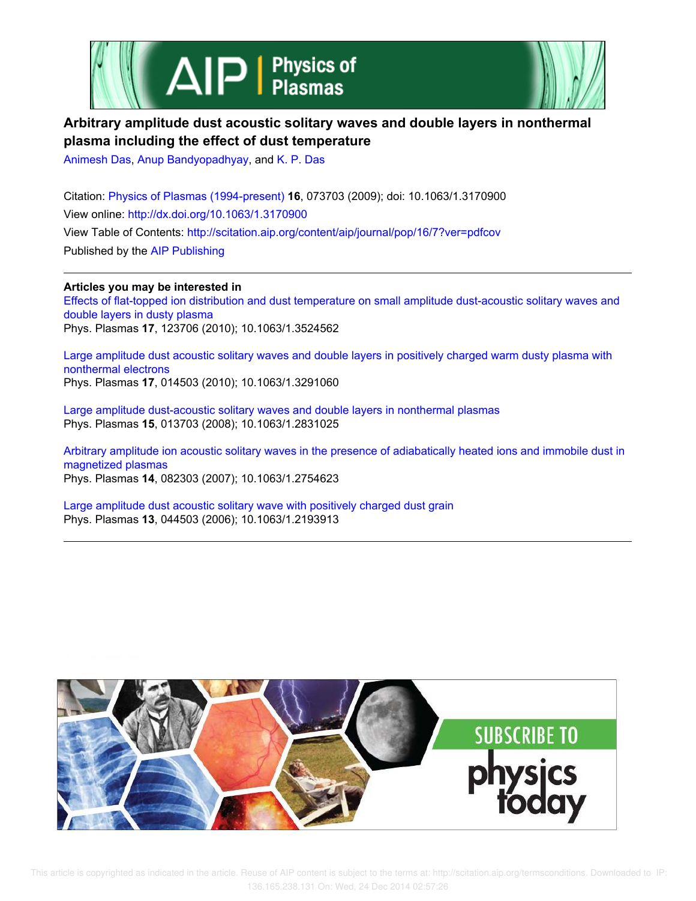# Arbitrary amplitude dust acoustic solitary waves and double layers in nonthermal plasma including the effect of dust temperature

Animesh Das, Anup Bandyopadhyay, and K. P. Das

Citation: Physics of Plasmas (1994-present) **16**, 073703 (2009); doi: 10.1063/1.3170900

View online: http://dx.doi.org/10.1063/1.3170900

View Table of Contents: http://scitation.aip.org/content/aip/journal/pop/16/7?ver=pdfcov

Published by the AIP Publishing

**Articles you may be interested in**

Effects of flat-topped ion distribution and dust temperature on small amplitude dust-acoustic solitary waves and double layers in dusty plasma
Phys. Plasmas **17**, 123706 (2010); 10.1063/1.3524562

Large amplitude dust acoustic solitary waves and double layers in positively charged warm dusty plasma with nonthermal electrons
Phys. Plasmas **17**, 014503 (2010); 10.1063/1.3291060

Large amplitude dust-acoustic solitary waves and double layers in nonthermal plasmas
Phys. Plasmas **15**, 013703 (2008); 10.1063/1.2831025

Arbitrary amplitude ion acoustic solitary waves in the presence of adiabatically heated ions and immobile dust in magnetized plasmas
Phys. Plasmas **14**, 082303 (2007); 10.1063/1.2754623

Large amplitude dust acoustic solitary wave with positively charged dust grain
Phys. Plasmas **13**, 044503 (2006); 10.1063/1.2193913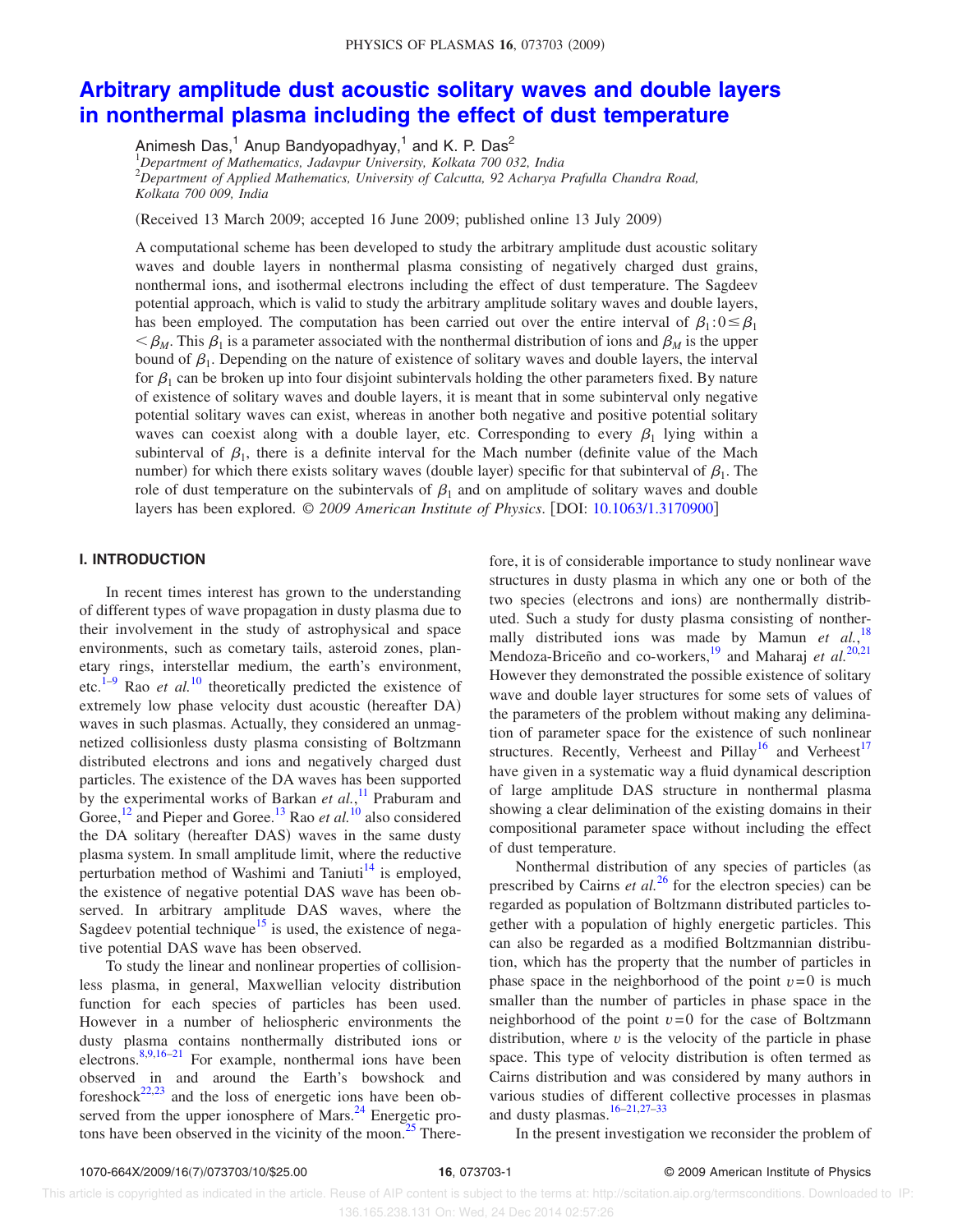# Arbitrary amplitude dust acoustic solitary waves and double layers in nonthermal plasma including the effect of dust temperature

Animesh Das,[1] Anup Bandyopadhyay,[1] and K. P. Das[2]

[1]*Department of Mathematics, Jadavpur University, Kolkata 700 032, India*
[2]*Department of Applied Mathematics, University of Calcutta, 92 Acharya Prafulla Chandra Road, Kolkata 700 009, India*

(Received 13 March 2009; accepted 16 June 2009; published online 13 July 2009)

A computational scheme has been developed to study the arbitrary amplitude dust acoustic solitary waves and double layers in nonthermal plasma consisting of negatively charged dust grains, nonthermal ions, and isothermal electrons including the effect of dust temperature. The Sagdeev potential approach, which is valid to study the arbitrary amplitude solitary waves and double layers, has been employed. The computation has been carried out over the entire interval of $\beta_1 : 0 \leq \beta_1 < \beta_M$. This $\beta_1$ is a parameter associated with the nonthermal distribution of ions and $\beta_M$ is the upper bound of $\beta_1$. Depending on the nature of existence of solitary waves and double layers, the interval for $\beta_1$ can be broken up into four disjoint subintervals holding the other parameters fixed. By nature of existence of solitary waves and double layers, it is meant that in some subinterval only negative potential solitary waves can exist, whereas in another both negative and positive potential solitary waves can coexist along with a double layer, etc. Corresponding to every $\beta_1$ lying within a subinterval of $\beta_1$, there is a definite interval for the Mach number (definite value of the Mach number) for which there exists solitary waves (double layer) specific for that subinterval of $\beta_1$. The role of dust temperature on the subintervals of $\beta_1$ and on amplitude of solitary waves and double layers has been explored. © *2009 American Institute of Physics*. [DOI: 10.1063/1.3170900]

## I. INTRODUCTION

In recent times interest has grown to the understanding of different types of wave propagation in dusty plasma due to their involvement in the study of astrophysical and space environments, such as cometary tails, asteroid zones, planetary rings, interstellar medium, the earth's environment, etc.[1–9] Rao *et al.*[10] theoretically predicted the existence of extremely low phase velocity dust acoustic (hereafter DA) waves in such plasmas. Actually, they considered an unmagnetized collisionless dusty plasma consisting of Boltzmann distributed electrons and ions and negatively charged dust particles. The existence of the DA waves has been supported by the experimental works of Barkan *et al.*,[11] Praburam and Goree,[12] and Pieper and Goree.[13] Rao *et al.*[10] also considered the DA solitary (hereafter DAS) waves in the same dusty plasma system. In small amplitude limit, where the reductive perturbation method of Washimi and Taniuti[14] is employed, the existence of negative potential DAS wave has been observed. In arbitrary amplitude DAS waves, where the Sagdeev potential technique[15] is used, the existence of negative potential DAS wave has been observed.

To study the linear and nonlinear properties of collisionless plasma, in general, Maxwellian velocity distribution function for each species of particles has been used. However in a number of heliospheric environments the dusty plasma contains nonthermally distributed ions or electrons.[8,9,16–21] For example, nonthermal ions have been observed in and around the Earth's bowshock and foreshock[22,23] and the loss of energetic ions have been observed from the upper ionosphere of Mars.[24] Energetic protons have been observed in the vicinity of the moon.[25] Therefore, it is of considerable importance to study nonlinear wave structures in dusty plasma in which any one or both of the two species (electrons and ions) are nonthermally distributed. Such a study for dusty plasma consisting of nonthermally distributed ions was made by Mamun *et al.*,[18] Mendoza-Briceño and co-workers,[19] and Maharaj *et al.*[20,21] However they demonstrated the possible existence of solitary wave and double layer structures for some sets of values of the parameters of the problem without making any delimination of parameter space for the existence of such nonlinear structures. Recently, Verheest and Pillay[16] and Verheest[17] have given in a systematic way a fluid dynamical description of large amplitude DAS structure in nonthermal plasma showing a clear delimination of the existing domains in their compositional parameter space without including the effect of dust temperature.

Nonthermal distribution of any species of particles (as prescribed by Cairns *et al.*[26] for the electron species) can be regarded as population of Boltzmann distributed particles together with a population of highly energetic particles. This can also be regarded as a modified Boltzmannian distribution, which has the property that the number of particles in phase space in the neighborhood of the point $v=0$ is much smaller than the number of particles in phase space in the neighborhood of the point $v=0$ for the case of Boltzmann distribution, where $v$ is the velocity of the particle in phase space. This type of velocity distribution is often termed as Cairns distribution and was considered by many authors in various studies of different collective processes in plasmas and dusty plasmas.[16–21,27–33]

In the present investigation we reconsider the problem of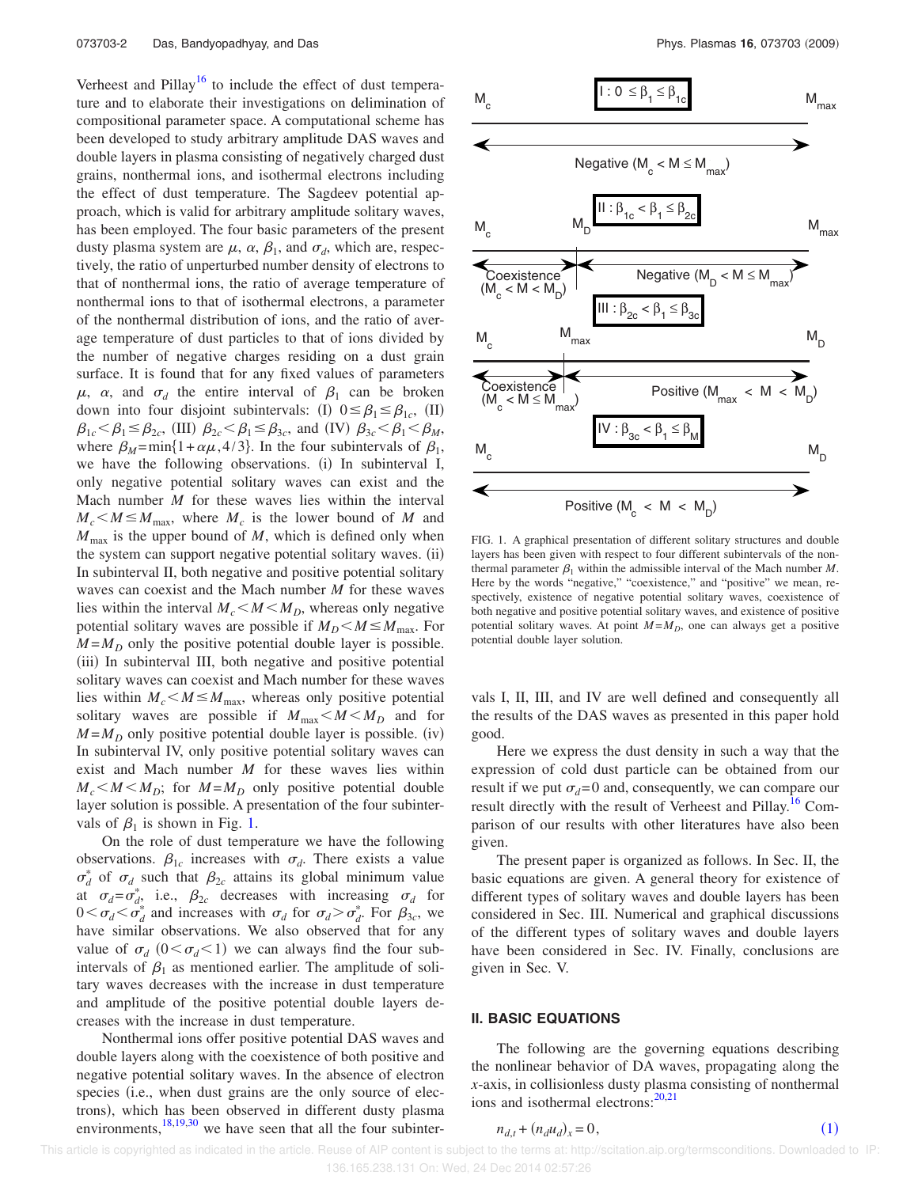Verheest and Pillay[16] to include the effect of dust temperature and to elaborate their investigations on delimination of compositional parameter space. A computational scheme has been developed to study arbitrary amplitude DAS waves and double layers in plasma consisting of negatively charged dust grains, nonthermal ions, and isothermal electrons including the effect of dust temperature. The Sagdeev potential approach, which is valid for arbitrary amplitude solitary waves, has been employed. The four basic parameters of the present dusty plasma system are $\mu$, $\alpha$, $\beta_1$, and $\sigma_d$, which are, respectively, the ratio of unperturbed number density of electrons to that of nonthermal ions, the ratio of average temperature of nonthermal ions to that of isothermal electrons, a parameter of the nonthermal distribution of ions, and the ratio of average temperature of dust particles to that of ions divided by the number of negative charges residing on a dust grain surface. It is found that for any fixed values of parameters $\mu$, $\alpha$, and $\sigma_d$ the entire interval of $\beta_1$ can be broken down into four disjoint subintervals: (I) $0 \leq \beta_1 \leq \beta_{1c}$, (II) $\beta_{1c} < \beta_1 \leq \beta_{2c}$, (III) $\beta_{2c} < \beta_1 \leq \beta_{3c}$, and (IV) $\beta_{3c} < \beta_1 < \beta_M$, where $\beta_M = \min\{1 + \alpha\mu, 4/3\}$. In the four subintervals of $\beta_1$, we have the following observations. (i) In subinterval I, only negative potential solitary waves can exist and the Mach number $M$ for these waves lies within the interval $M_c < M \leq M_{\max}$, where $M_c$ is the lower bound of $M$ and $M_{\max}$ is the upper bound of $M$, which is defined only when the system can support negative potential solitary waves. (ii) In subinterval II, both negative and positive potential solitary waves can coexist and the Mach number $M$ for these waves lies within the interval $M_c < M < M_D$, whereas only negative potential solitary waves are possible if $M_D < M \leq M_{\max}$. For $M = M_D$ only the positive potential double layer is possible. (iii) In subinterval III, both negative and positive potential solitary waves can coexist and Mach number for these waves lies within $M_c < M \leq M_{\max}$, whereas only positive potential solitary waves are possible if $M_{\max} < M < M_D$ and for $M = M_D$ only positive potential double layer is possible. (iv) In subinterval IV, only positive potential solitary waves can exist and Mach number $M$ for these waves lies within $M_c < M < M_D$; for $M = M_D$ only positive potential double layer solution is possible. A presentation of the four subintervals of $\beta_1$ is shown in Fig. 1.

On the role of dust temperature we have the following observations. $\beta_{1c}$ increases with $\sigma_d$. There exists a value $\sigma_d^*$ of $\sigma_d$ such that $\beta_{2c}$ attains its global minimum value at $\sigma_d = \sigma_d^*$, i.e., $\beta_{2c}$ decreases with increasing $\sigma_d$ for $0 < \sigma_d < \sigma_d^*$ and increases with $\sigma_d$ for $\sigma_d > \sigma_d^*$. For $\beta_{3c}$, we have similar observations. We also observed that for any value of $\sigma_d$ $(0 < \sigma_d < 1)$ we can always find the four subintervals of $\beta_1$ as mentioned earlier. The amplitude of solitary waves decreases with the increase in dust temperature and amplitude of the positive potential double layers decreases with the increase in dust temperature.

Nonthermal ions offer positive potential DAS waves and double layers along with the coexistence of both positive and negative potential solitary waves. In the absence of electron species (i.e., when dust grains are the only source of electrons), which has been observed in different dusty plasma environments,[18,19,30] we have seen that all the four subintervals I, II, III, and IV are well defined and consequently all the results of the DAS waves as presented in this paper hold good.

FIG. 1. A graphical presentation of different solitary structures and double layers has been given with respect to four different subintervals of the nonthermal parameter $\beta_1$ within the admissible interval of the Mach number $M$. Here by the words "negative," "coexistence," and "positive" we mean, respectively, existence of negative potential solitary waves, coexistence of both negative and positive potential solitary waves, and existence of positive potential solitary waves. At point $M = M_D$, one can always get a positive potential double layer solution.

Here we express the dust density in such a way that the expression of cold dust particle can be obtained from our result if we put $\sigma_d = 0$ and, consequently, we can compare our result directly with the result of Verheest and Pillay.[16] Comparison of our results with other literatures have also been given.

The present paper is organized as follows. In Sec. II, the basic equations are given. A general theory for existence of different types of solitary waves and double layers has been considered in Sec. III. Numerical and graphical discussions of the different types of solitary waves and double layers have been considered in Sec. IV. Finally, conclusions are given in Sec. V.

## II. BASIC EQUATIONS

The following are the governing equations describing the nonlinear behavior of DA waves, propagating along the $x$-axis, in collisionless dusty plasma consisting of nonthermal ions and isothermal electrons:[20,21]

$$n_{d,t} + (n_d u_d)_x = 0, \tag{1}$$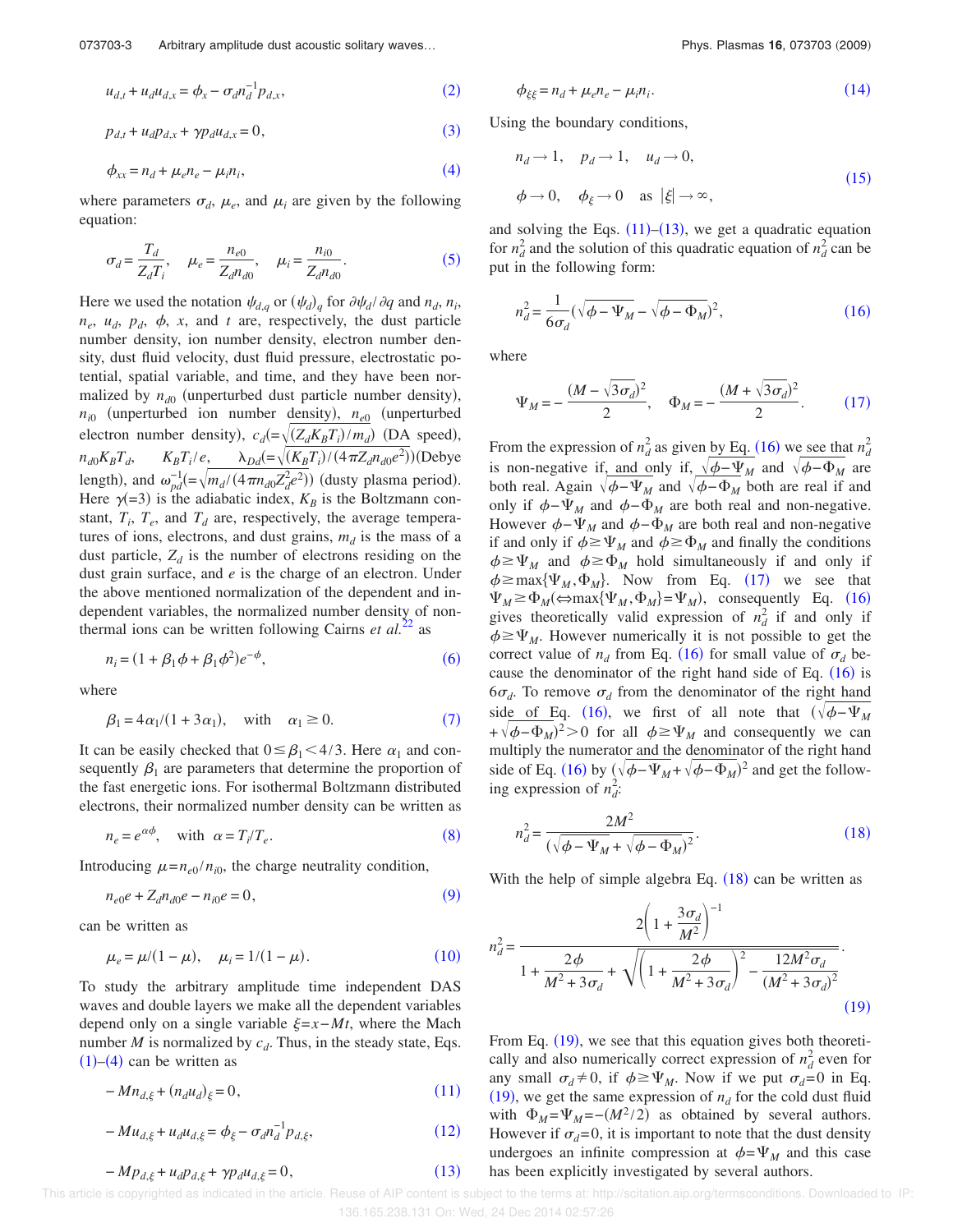$$u_{d,t} + u_d u_{d,x} = \phi_x - \sigma_d n_d^{-1} p_{d,x}, \tag{2}$$

$$p_{d,t} + u_d p_{d,x} + \gamma p_d u_{d,x} = 0, \tag{3}$$

$$\phi_{xx} = n_d + \mu_e n_e - \mu_i n_i, \tag{4}$$

where parameters $\sigma_d$, $\mu_e$, and $\mu_i$ are given by the following equation:

$$\sigma_d = \frac{T_d}{Z_d T_i}, \quad \mu_e = \frac{n_{e0}}{Z_d n_{d0}}, \quad \mu_i = \frac{n_{i0}}{Z_d n_{d0}}. \tag{5}$$

Here we used the notation $\psi_{d,q}$ or $(\psi_d)_q$ for $\partial\psi_d/\partial q$ and $n_d$, $n_i$, $n_e$, $u_d$, $p_d$, $\phi$, $x$, and $t$ are, respectively, the dust particle number density, ion number density, electron number density, dust fluid velocity, dust fluid pressure, electrostatic potential, spatial variable, and time, and they have been normalized by $n_{d0}$ (unperturbed dust particle number density), $n_{i0}$ (unperturbed ion number density), $n_{e0}$ (unperturbed electron number density), $c_d(=\sqrt{(Z_d K_B T_i)/m_d})$ (DA speed), $n_{d0}K_B T_d$, $K_B T_i/e$, $\lambda_{Dd}(=\sqrt{(K_B T_i)/(4\pi Z_d n_{d0} e^2)})$(Debye length), and $\omega_{pd}^{-1}(=\sqrt{m_d/(4\pi n_{d0} Z_d^2 e^2)})$ (dusty plasma period). Here $\gamma(=3)$ is the adiabatic index, $K_B$ is the Boltzmann constant, $T_i$, $T_e$, and $T_d$ are, respectively, the average temperatures of ions, electrons, and dust grains, $m_d$ is the mass of a dust particle, $Z_d$ is the number of electrons residing on the dust grain surface, and $e$ is the charge of an electron. Under the above mentioned normalization of the dependent and independent variables, the normalized number density of nonthermal ions can be written following Cairns *et al.*[22] as

$$n_i = (1 + \beta_1\phi + \beta_1\phi^2)e^{-\phi}, \tag{6}$$

where

$$\beta_1 = 4\alpha_1/(1 + 3\alpha_1), \quad \text{with} \quad \alpha_1 \geq 0. \tag{7}$$

It can be easily checked that $0 \leq \beta_1 < 4/3$. Here $\alpha_1$ and consequently $\beta_1$ are parameters that determine the proportion of the fast energetic ions. For isothermal Boltzmann distributed electrons, their normalized number density can be written as

$$n_e = e^{\alpha\phi}, \quad \text{with} \quad \alpha = T_i/T_e. \tag{8}$$

Introducing $\mu = n_{e0}/n_{i0}$, the charge neutrality condition,

$$n_{e0}e + Z_d n_{d0} e - n_{i0} e = 0, \tag{9}$$

can be written as

$$\mu_e = \mu/(1-\mu), \quad \mu_i = 1/(1-\mu). \tag{10}$$

To study the arbitrary amplitude time independent DAS waves and double layers we make all the dependent variables depend only on a single variable $\xi = x - Mt$, where the Mach number $M$ is normalized by $c_d$. Thus, in the steady state, Eqs. (1)–(4) can be written as

$$-Mn_{d,\xi} + (n_d u_d)_\xi = 0, \tag{11}$$

$$-Mu_{d,\xi} + u_d u_{d,\xi} = \phi_\xi - \sigma_d n_d^{-1} p_{d,\xi}, \tag{12}$$

$$-Mp_{d,\xi} + u_d p_{d,\xi} + \gamma p_d u_{d,\xi} = 0, \tag{13}$$

$$\phi_{\xi\xi} = n_d + \mu_e n_e - \mu_i n_i. \tag{14}$$

Using the boundary conditions,

$$n_d \to 1, \quad p_d \to 1, \quad u_d \to 0,$$
$$\phi \to 0, \quad \phi_\xi \to 0 \quad \text{as } |\xi| \to \infty, \tag{15}$$

and solving the Eqs. (11)–(13), we get a quadratic equation for $n_d^2$ and the solution of this quadratic equation of $n_d^2$ can be put in the following form:

$$n_d^2 = \frac{1}{6\sigma_d}(\sqrt{\phi - \Psi_M} - \sqrt{\phi - \Phi_M})^2, \tag{16}$$

where

$$\Psi_M = -\frac{(M - \sqrt{3\sigma_d})^2}{2}, \quad \Phi_M = -\frac{(M + \sqrt{3\sigma_d})^2}{2}. \tag{17}$$

From the expression of $n_d^2$ as given by Eq. (16) we see that $n_d^2$ is non-negative if, and only if, $\sqrt{\phi - \Psi_M}$ and $\sqrt{\phi - \Phi_M}$ are both real. Again $\sqrt{\phi - \Psi_M}$ and $\sqrt{\phi - \Phi_M}$ both are real if and only if $\phi - \Psi_M$ and $\phi - \Phi_M$ are both real and non-negative. However $\phi - \Psi_M$ and $\phi - \Phi_M$ are both real and non-negative if and only if $\phi \geq \Psi_M$ and $\phi \geq \Phi_M$ and finally the conditions $\phi \geq \Psi_M$ and $\phi \geq \Phi_M$ hold simultaneously if and only if $\phi \geq \max\{\Psi_M, \Phi_M\}$. Now from Eq. (17) we see that $\Psi_M \geq \Phi_M (\Leftrightarrow \max\{\Psi_M, \Phi_M\} = \Psi_M)$, consequently Eq. (16) gives theoretically valid expression of $n_d^2$ if and only if $\phi \geq \Psi_M$. However numerically it is not possible to get the correct value of $n_d$ from Eq. (16) for small value of $\sigma_d$ because the denominator of the right hand side of Eq. (16) is $6\sigma_d$. To remove $\sigma_d$ from the denominator of the right hand side of Eq. (16), we first of all note that $(\sqrt{\phi - \Psi_M} + \sqrt{\phi - \Phi_M})^2 > 0$ for all $\phi \geq \Psi_M$ and consequently we can multiply the numerator and the denominator of the right hand side of Eq. (16) by $(\sqrt{\phi - \Psi_M} + \sqrt{\phi - \Phi_M})^2$ and get the following expression of $n_d^2$:

$$n_d^2 = \frac{2M^2}{(\sqrt{\phi - \Psi_M} + \sqrt{\phi - \Phi_M})^2}. \tag{18}$$

With the help of simple algebra Eq. (18) can be written as

$$n_d^2 = \frac{2\left(1 + \dfrac{3\sigma_d}{M^2}\right)^{-1}}{1 + \dfrac{2\phi}{M^2 + 3\sigma_d} + \sqrt{\left(1 + \dfrac{2\phi}{M^2 + 3\sigma_d}\right)^2 - \dfrac{12M^2\sigma_d}{(M^2 + 3\sigma_d)^2}}}. \tag{19}$$

From Eq. (19), we see that this equation gives both theoretically and also numerically correct expression of $n_d^2$ even for any small $\sigma_d \neq 0$, if $\phi \geq \Psi_M$. Now if we put $\sigma_d = 0$ in Eq. (19), we get the same expression of $n_d$ for the cold dust fluid with $\Phi_M = \Psi_M = -(M^2/2)$ as obtained by several authors. However if $\sigma_d = 0$, it is important to note that the dust density undergoes an infinite compression at $\phi = \Psi_M$ and this case has been explicitly investigated by several authors.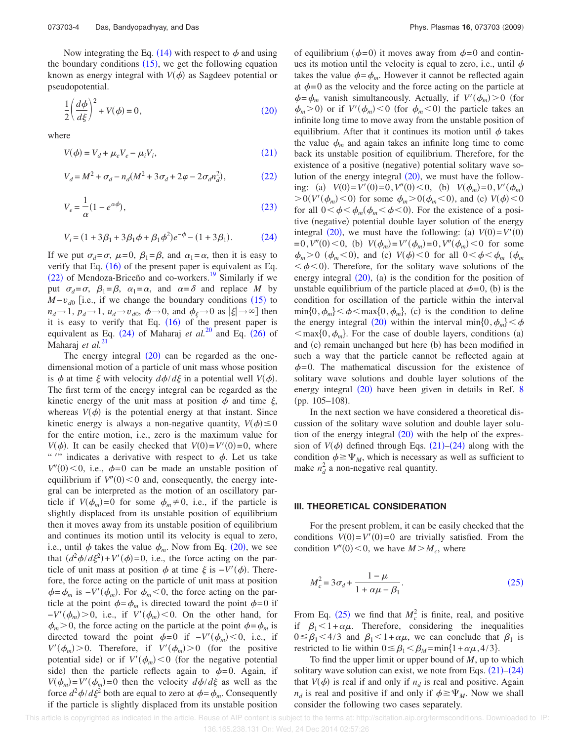Now integrating the Eq. (14) with respect to $\phi$ and using the boundary conditions (15), we get the following equation known as energy integral with $V(\phi)$ as Sagdeev potential or pseudopotential.

$$\frac{1}{2}\left(\frac{d\phi}{d\xi}\right)^2 + V(\phi) = 0, \tag{20}$$

where

$$V(\phi) = V_d + \mu_e V_e - \mu_i V_i, \tag{21}$$

$$V_d = M^2 + \sigma_d - n_d(M^2 + 3\sigma_d + 2\varphi - 2\sigma_d n_d^2), \tag{22}$$

$$V_e = \frac{1}{\alpha}(1 - e^{\alpha\phi}), \tag{23}$$

$$V_i = (1 + 3\beta_1 + 3\beta_1\phi + \beta_1\phi^2)e^{-\phi} - (1 + 3\beta_1). \tag{24}$$

If we put $\sigma_d = \sigma$, $\mu = 0$, $\beta_1 = \beta$, and $\alpha_1 = \alpha$, then it is easy to verify that Eq. (16) of the present paper is equivalent as Eq. (22) of Mendoza-Briceño and co-workers.[19] Similarly if we put $\sigma_d = \sigma$, $\beta_1 = \beta$, $\alpha_1 = \alpha$, and $\alpha = \delta$ and replace $M$ by $M - v_{d0}$ [i.e., if we change the boundary conditions (15) to $n_d \to 1$, $p_d \to 1$, $u_d \to v_{d0}$, $\phi \to 0$, and $\phi_\xi \to 0$ as $|\xi| \to \infty$] then it is easy to verify that Eq. (16) of the present paper is equivalent as Eq. (24) of Maharaj *et al.*[20] and Eq. (26) of Maharaj *et al.*[21]

The energy integral (20) can be regarded as the one-dimensional motion of a particle of unit mass whose position is $\phi$ at time $\xi$ with velocity $d\phi/d\xi$ in a potential well $V(\phi)$. The first term of the energy integral can be regarded as the kinetic energy of the unit mass at position $\phi$ and time $\xi$, whereas $V(\phi)$ is the potential energy at that instant. Since kinetic energy is always a non-negative quantity, $V(\phi) \leq 0$ for the entire motion, i.e., zero is the maximum value for $V(\phi)$. It can be easily checked that $V(0) = V'(0) = 0$, where " $'$" indicates a derivative with respect to $\phi$. Let us take $V''(0) < 0$, i.e., $\phi = 0$ can be made an unstable position of equilibrium if $V''(0) < 0$ and, consequently, the energy integral can be interpreted as the motion of an oscillatory particle if $V(\phi_m) = 0$ for some $\phi_m \neq 0$, i.e., if the particle is slightly displaced from its unstable position of equilibrium then it moves away from its unstable position of equilibrium and continues its motion until its velocity is equal to zero, i.e., until $\phi$ takes the value $\phi_m$. Now from Eq. (20), we see that $(d^2\phi/d\xi^2) + V'(\phi) = 0$, i.e., the force acting on the particle of unit mass at position $\phi$ at time $\xi$ is $-V'(\phi)$. Therefore, the force acting on the particle of unit mass at position $\phi = \phi_m$ is $-V'(\phi_m)$. For $\phi_m < 0$, the force acting on the particle at the point $\phi = \phi_m$ is directed toward the point $\phi = 0$ if $-V'(\phi_m) > 0$, i.e., if $V'(\phi_m) < 0$. On the other hand, for $\phi_m > 0$, the force acting on the particle at the point $\phi = \phi_m$ is directed toward the point $\phi = 0$ if $-V'(\phi_m) < 0$, i.e., if $V'(\phi_m) > 0$. Therefore, if $V'(\phi_m) > 0$ (for the positive potential side) or if $V'(\phi_m) < 0$ (for the negative potential side) then the particle reflects again to $\phi = 0$. Again, if $V(\phi_m) = V'(\phi_m) = 0$ then the velocity $d\phi/d\xi$ as well as the force $d^2\phi/d\xi^2$ both are equal to zero at $\phi = \phi_m$. Consequently if the particle is slightly displaced from its unstable position of equilibrium ($\phi = 0$) it moves away from $\phi = 0$ and continues its motion until the velocity is equal to zero, i.e., until $\phi$ takes the value $\phi = \phi_m$. However it cannot be reflected again at $\phi = 0$ as the velocity and the force acting on the particle at $\phi = \phi_m$ vanish simultaneously. Actually, if $V'(\phi_m) > 0$ (for $\phi_m > 0$) or if $V'(\phi_m) < 0$ (for $\phi_m < 0$) the particle takes an infinite long time to move away from the unstable position of equilibrium. After that it continues its motion until $\phi$ takes the value $\phi_m$ and again takes an infinite long time to come back its unstable position of equilibrium. Therefore, for the existence of a positive (negative) potential solitary wave solution of the energy integral (20), we must have the following: (a) $V(0) = V'(0) = 0, V''(0) < 0$, (b) $V(\phi_m) = 0, V'(\phi_m) > 0 (V'(\phi_m) < 0)$ for some $\phi_m > 0 (\phi_m < 0)$, and (c) $V(\phi) < 0$ for all $0 < \phi < \phi_m (\phi_m < \phi < 0)$. For the existence of a positive (negative) potential double layer solution of the energy integral (20), we must have the following: (a) $V(0) = V'(0) = 0, V''(0) < 0$, (b) $V(\phi_m) = V'(\phi_m) = 0, V''(\phi_m) < 0$ for some $\phi_m > 0$ ($\phi_m < 0$), and (c) $V(\phi) < 0$ for all $0 < \phi < \phi_m$ ($\phi_m < \phi < 0$). Therefore, for the solitary wave solutions of the energy integral (20), (a) is the condition for the position of unstable equilibrium of the particle placed at $\phi = 0$, (b) is the condition for oscillation of the particle within the interval $\min\{0, \phi_m\} < \phi < \max\{0, \phi_m\}$, (c) is the condition to define the energy integral (20) within the interval $\min\{0, \phi_m\} < \phi < \max\{0, \phi_m\}$. For the case of double layers, conditions (a) and (c) remain unchanged but here (b) has been modified in such a way that the particle cannot be reflected again at $\phi = 0$. The mathematical discussion for the existence of solitary wave solutions and double layer solutions of the energy integral (20) have been given in details in Ref. 8 (pp. 105–108).

In the next section we have considered a theoretical discussion of the solitary wave solution and double layer solution of the energy integral (20) with the help of the expression of $V(\phi)$ defined through Eqs. (21)–(24) along with the condition $\phi \geq \Psi_M$, which is necessary as well as sufficient to make $n_d^2$ a non-negative real quantity.

## III. THEORETICAL CONSIDERATION

For the present problem, it can be easily checked that the conditions $V(0) = V'(0) = 0$ are trivially satisfied. From the condition $V''(0) < 0$, we have $M > M_c$, where

$$M_c^2 = 3\sigma_d + \frac{1 - \mu}{1 + \alpha\mu - \beta_1}. \tag{25}$$

From Eq. (25) we find that $M_c^2$ is finite, real, and positive if $\beta_1 < 1 + \alpha\mu$. Therefore, considering the inequalities $0 \leq \beta_1 < 4/3$ and $\beta_1 < 1 + \alpha\mu$, we can conclude that $\beta_1$ is restricted to lie within $0 \leq \beta_1 < \beta_M = \min\{1 + \alpha\mu, 4/3\}$.

To find the upper limit or upper bound of $M$, up to which solitary wave solution can exist, we note from Eqs. (21)–(24) that $V(\phi)$ is real if and only if $n_d$ is real and positive. Again $n_d$ is real and positive if and only if $\phi \geq \Psi_M$. Now we shall consider the following two cases separately.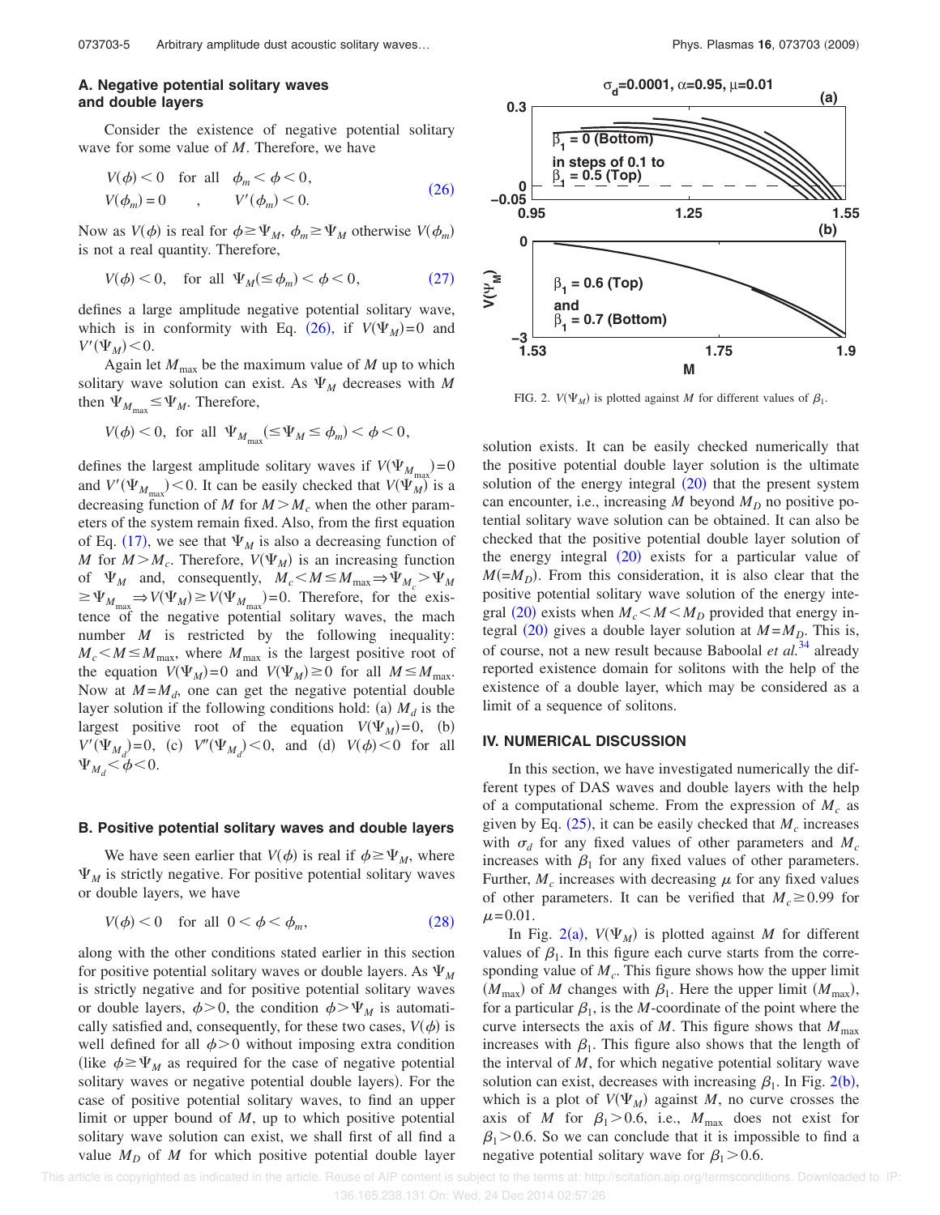### A. Negative potential solitary waves and double layers

Consider the existence of negative potential solitary wave for some value of $M$. Therefore, we have

$$V(\phi) < 0 \quad \text{for all} \quad \phi_m < \phi < 0, \qquad V(\phi_m) = 0 \quad , \quad V'(\phi_m) < 0. \tag{26}$$

Now as $V(\phi)$ is real for $\phi \geq \Psi_M$, $\phi_m \geq \Psi_M$ otherwise $V(\phi_m)$ is not a real quantity. Therefore,

$$V(\phi) < 0, \quad \text{for all} \quad \Psi_M(\leq \phi_m) < \phi < 0, \tag{27}$$

defines a large amplitude negative potential solitary wave, which is in conformity with Eq. (26), if $V(\Psi_M)=0$ and $V'(\Psi_M)<0$.

Again let $M_{\max}$ be the maximum value of $M$ up to which solitary wave solution can exist. As $\Psi_M$ decreases with $M$ then $\Psi_{M_{\max}} \leq \Psi_M$. Therefore,

$$V(\phi) < 0, \;\; \text{for all} \;\; \Psi_{M_{\max}}(\leq \Psi_M \leq \phi_m) < \phi < 0,$$

defines the largest amplitude solitary waves if $V(\Psi_{M_{\max}})=0$ and $V'(\Psi_{M_{\max}})<0$. It can be easily checked that $V(\Psi_M)$ is a decreasing function of $M$ for $M>M_c$ when the other parameters of the system remain fixed. Also, from the first equation of Eq. (17), we see that $\Psi_M$ is also a decreasing function of $M$ for $M>M_c$. Therefore, $V(\Psi_M)$ is an increasing function of $\Psi_M$ and, consequently, $M_c < M \leq M_{\max} \Rightarrow \Psi_{M_c} > \Psi_M \geq \Psi_{M_{\max}} \Rightarrow V(\Psi_M) \geq V(\Psi_{M_{\max}})=0$. Therefore, for the existence of the negative potential solitary waves, the mach number $M$ is restricted by the following inequality: $M_c < M \leq M_{\max}$, where $M_{\max}$ is the largest positive root of the equation $V(\Psi_M)=0$ and $V(\Psi_M)\geq 0$ for all $M\leq M_{\max}$. Now at $M=M_d$, one can get the negative potential double layer solution if the following conditions hold: (a) $M_d$ is the largest positive root of the equation $V(\Psi_M)=0$, (b) $V'(\Psi_{M_d})=0$, (c) $V''(\Psi_{M_d})<0$, and (d) $V(\phi)<0$ for all $\Psi_{M_d}<\phi<0$.

### B. Positive potential solitary waves and double layers

We have seen earlier that $V(\phi)$ is real if $\phi \geq \Psi_M$, where $\Psi_M$ is strictly negative. For positive potential solitary waves or double layers, we have

$$V(\phi) < 0 \quad \text{for all} \quad 0 < \phi < \phi_m, \tag{28}$$

along with the other conditions stated earlier in this section for positive potential solitary waves or double layers. As $\Psi_M$ is strictly negative and for positive potential solitary waves or double layers, $\phi>0$, the condition $\phi>\Psi_M$ is automatically satisfied and, consequently, for these two cases, $V(\phi)$ is well defined for all $\phi>0$ without imposing extra condition (like $\phi \geq \Psi_M$ as required for the case of negative potential solitary waves or negative potential double layers). For the case of positive potential solitary waves, to find an upper limit or upper bound of $M$, up to which positive potential solitary wave solution can exist, we shall first of all find a value $M_D$ of $M$ for which positive potential double layer solution exists. It can be easily checked numerically that the positive potential double layer solution is the ultimate solution of the energy integral (20) that the present system can encounter, i.e., increasing $M$ beyond $M_D$ no positive potential solitary wave solution can be obtained. It can also be checked that the positive potential double layer solution of the energy integral (20) exists for a particular value of $M(=M_D)$. From this consideration, it is also clear that the positive potential solitary wave solution of the energy integral (20) exists when $M_c < M < M_D$ provided that energy integral (20) gives a double layer solution at $M=M_D$. This is, of course, not a new result because Baboolal *et al.*[34] already reported existence domain for solitons with the help of the existence of a double layer, which may be considered as a limit of a sequence of solitons.

FIG. 2. $V(\Psi_M)$ is plotted against $M$ for different values of $\beta_1$.

## IV. NUMERICAL DISCUSSION

In this section, we have investigated numerically the different types of DAS waves and double layers with the help of a computational scheme. From the expression of $M_c$ as given by Eq. (25), it can be easily checked that $M_c$ increases with $\sigma_d$ for any fixed values of other parameters and $M_c$ increases with $\beta_1$ for any fixed values of other parameters. Further, $M_c$ increases with decreasing $\mu$ for any fixed values of other parameters. It can be verified that $M_c \geq 0.99$ for $\mu=0.01$.

In Fig. 2(a), $V(\Psi_M)$ is plotted against $M$ for different values of $\beta_1$. In this figure each curve starts from the corresponding value of $M_c$. This figure shows how the upper limit $(M_{\max})$ of $M$ changes with $\beta_1$. Here the upper limit $(M_{\max})$, for a particular $\beta_1$, is the $M$-coordinate of the point where the curve intersects the axis of $M$. This figure shows that $M_{\max}$ increases with $\beta_1$. This figure also shows that the length of the interval of $M$, for which negative potential solitary wave solution can exist, decreases with increasing $\beta_1$. In Fig. 2(b), which is a plot of $V(\Psi_M)$ against $M$, no curve crosses the axis of $M$ for $\beta_1>0.6$, i.e., $M_{\max}$ does not exist for $\beta_1>0.6$. So we can conclude that it is impossible to find a negative potential solitary wave for $\beta_1>0.6$.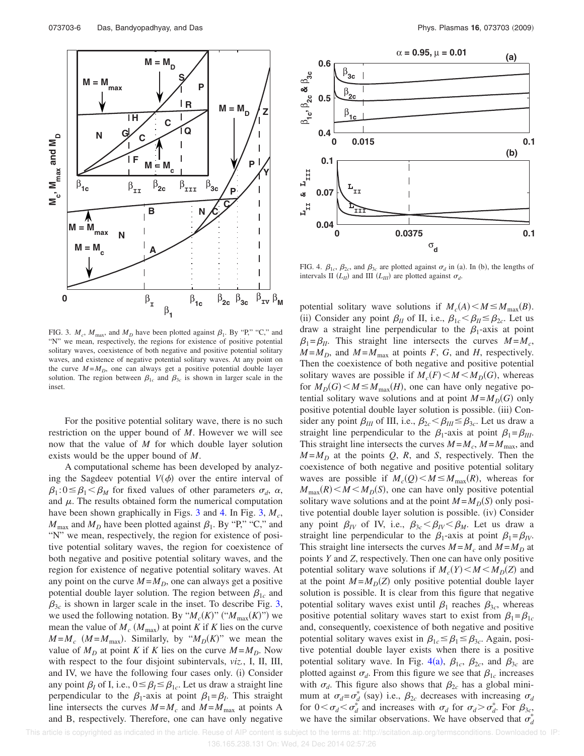FIG. 3. $M_c$, $M_{\max}$, and $M_D$ have been plotted against $\beta_1$. By "P," "C," and "N" we mean, respectively, the regions for existence of positive potential solitary waves, coexistence of both negative and positive potential solitary waves, and existence of negative potential solitary waves. At any point on the curve $M=M_D$, one can always get a positive potential double layer solution. The region between $\beta_{1c}$ and $\beta_{3c}$ is shown in larger scale in the inset.

For the positive potential solitary wave, there is no such restriction on the upper bound of $M$. However we will see now that the value of $M$ for which double layer solution exists would be the upper bound of $M$.

A computational scheme has been developed by analyzing the Sagdeev potential $V(\phi)$ over the entire interval of $\beta_1: 0 \leq \beta_1 < \beta_M$ for fixed values of other parameters $\sigma_d$, $\alpha$, and $\mu$. The results obtained form the numerical computation have been shown graphically in Figs. 3 and 4. In Fig. 3, $M_c$, $M_{\max}$ and $M_D$ have been plotted against $\beta_1$. By "P," "C," and "N" we mean, respectively, the region for existence of positive potential solitary waves, the region for coexistence of both negative and positive potential solitary waves, and the region for existence of negative potential solitary waves. At any point on the curve $M=M_D$, one can always get a positive potential double layer solution. The region between $\beta_{1c}$ and $\beta_{3c}$ is shown in larger scale in the inset. To describe Fig. 3, we used the following notation. By "$M_c(K)$" ("$M_{\max}(K)$") we mean the value of $M_c$ ($M_{\max}$) at point $K$ if $K$ lies on the curve $M=M_c$ ($M=M_{\max}$). Similarly, by "$M_D(K)$" we mean the value of $M_D$ at point $K$ if $K$ lies on the curve $M=M_D$. Now with respect to the four disjoint subintervals, *viz.*, I, II, III, and IV, we have the following four cases only. (i) Consider any point $\beta_I$ of I, i.e., $0 \leq \beta_I \leq \beta_{1c}$. Let us draw a straight line perpendicular to the $\beta_1$-axis at point $\beta_1 = \beta_I$. This straight line intersects the curves $M=M_c$ and $M=M_{\max}$ at points A and B, respectively. Therefore, one can have only negative potential solitary wave solutions if $M_c(A) < M \leq M_{\max}(B)$. (ii) Consider any point $\beta_{II}$ of II, i.e., $\beta_{1c} < \beta_{II} \leq \beta_{2c}$. Let us draw a straight line perpendicular to the $\beta_1$-axis at point $\beta_1 = \beta_{II}$. This straight line intersects the curves $M=M_c$, $M=M_D$, and $M=M_{\max}$ at points $F$, $G$, and $H$, respectively. Then the coexistence of both negative and positive potential solitary waves are possible if $M_c(F) < M < M_D(G)$, whereas for $M_D(G) < M \leq M_{\max}(H)$, one can have only negative potential solitary wave solutions and at point $M=M_D(G)$ only positive potential double layer solution is possible. (iii) Consider any point $\beta_{III}$ of III, i.e., $\beta_{2c} < \beta_{III} \leq \beta_{3c}$. Let us draw a straight line perpendicular to the $\beta_1$-axis at point $\beta_1 = \beta_{III}$. This straight line intersects the curves $M=M_c$, $M=M_{\max}$, and $M=M_D$ at the points $Q$, $R$, and $S$, respectively. Then the coexistence of both negative and positive potential solitary waves are possible if $M_c(Q) < M \leq M_{\max}(R)$, whereas for $M_{\max}(R) < M < M_D(S)$, one can have only positive potential solitary wave solutions and at the point $M=M_D(S)$ only positive potential double layer solution is possible. (iv) Consider any point $\beta_{IV}$ of IV, i.e., $\beta_{3c} < \beta_{IV} < \beta_M$. Let us draw a straight line perpendicular to the $\beta_1$-axis at point $\beta_1 = \beta_{IV}$. This straight line intersects the curves $M=M_c$ and $M=M_D$ at points $Y$ and $Z$, respectively. Then one can have only positive potential solitary wave solutions if $M_c(Y) < M < M_D(Z)$ and at the point $M=M_D(Z)$ only positive potential double layer solution is possible. It is clear from this figure that negative potential solitary waves exist until $\beta_1$ reaches $\beta_{3c}$, whereas positive potential solitary waves start to exist from $\beta_1 = \beta_{1c}$ and, consequently, coexistence of both negative and positive potential solitary waves exist in $\beta_{1c} \leq \beta_1 \leq \beta_{3c}$. Again, positive potential double layer exists when there is a positive potential solitary wave. In Fig. 4(a), $\beta_{1c}$, $\beta_{2c}$, and $\beta_{3c}$ are plotted against $\sigma_d$. From this figure we see that $\beta_{1c}$ increases with $\sigma_d$. This figure also shows that $\beta_{2c}$ has a global minimum at $\sigma_d = \sigma_d^*$ (say) i.e., $\beta_{2c}$ decreases with increasing $\sigma_d$ for $0 < \sigma_d < \sigma_d^*$ and increases with $\sigma_d$ for $\sigma_d > \sigma_d^*$. For $\beta_{3c}$, we have the similar observations. We have observed that $\sigma_d^*$

FIG. 4. $\beta_{1c}$, $\beta_{2c}$, and $\beta_{3c}$ are plotted against $\sigma_d$ in (a). In (b), the lengths of intervals II ($L_{II}$) and III ($L_{III}$) are plotted against $\sigma_d$.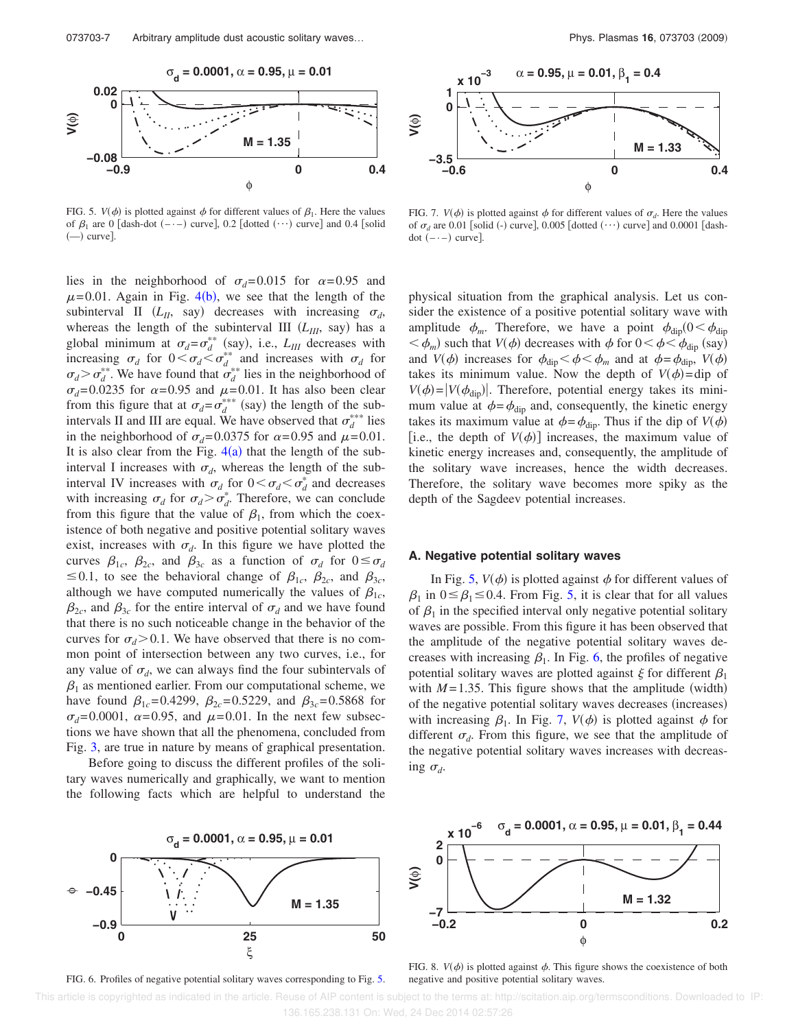FIG. 5. $V(\phi)$ is plotted against $\phi$ for different values of $\beta_1$. Here the values of $\beta_1$ are 0 [dash-dot (–·–) curve], 0.2 [dotted (···) curve] and 0.4 [solid (—) curve].

FIG. 7. $V(\phi)$ is plotted against $\phi$ for different values of $\sigma_d$. Here the values of $\sigma_d$ are 0.01 [solid (-) curve], 0.005 [dotted (···) curve] and 0.0001 [dash-dot (–·–) curve].

lies in the neighborhood of $\sigma_d=0.015$ for $\alpha=0.95$ and $\mu=0.01$. Again in Fig. 4(b), we see that the length of the subinterval II ($L_{II}$, say) decreases with increasing $\sigma_d$, whereas the length of the subinterval III ($L_{III}$, say) has a global minimum at $\sigma_d=\sigma_d^{**}$ (say), i.e., $L_{III}$ decreases with increasing $\sigma_d$ for $0<\sigma_d<\sigma_d^{**}$ and increases with $\sigma_d$ for $\sigma_d>\sigma_d^{**}$. We have found that $\sigma_d^{**}$ lies in the neighborhood of $\sigma_d=0.0235$ for $\alpha=0.95$ and $\mu=0.01$. It has also been clear from this figure that at $\sigma_d=\sigma_d^{***}$ (say) the length of the subintervals II and III are equal. We have observed that $\sigma_d^{***}$ lies in the neighborhood of $\sigma_d=0.0375$ for $\alpha=0.95$ and $\mu=0.01$. It is also clear from the Fig. 4(a) that the length of the subinterval I increases with $\sigma_d$, whereas the length of the subinterval IV increases with $\sigma_d$ for $0<\sigma_d<\sigma_d^{*}$ and decreases with increasing $\sigma_d$ for $\sigma_d>\sigma_d^{*}$. Therefore, we can conclude from this figure that the value of $\beta_1$, from which the coexistence of both negative and positive potential solitary waves exist, increases with $\sigma_d$. In this figure we have plotted the curves $\beta_{1c}$, $\beta_{2c}$, and $\beta_{3c}$ as a function of $\sigma_d$ for $0\leq\sigma_d\leq0.1$, to see the behavioral change of $\beta_{1c}$, $\beta_{2c}$, and $\beta_{3c}$, although we have computed numerically the values of $\beta_{1c}$, $\beta_{2c}$, and $\beta_{3c}$ for the entire interval of $\sigma_d$ and we have found that there is no such noticeable change in the behavior of the curves for $\sigma_d>0.1$. We have observed that there is no common point of intersection between any two curves, i.e., for any value of $\sigma_d$, we can always find the four subintervals of $\beta_1$ as mentioned earlier. From our computational scheme, we have found $\beta_{1c}=0.4299$, $\beta_{2c}=0.5229$, and $\beta_{3c}=0.5868$ for $\sigma_d=0.0001$, $\alpha=0.95$, and $\mu=0.01$. In the next few subsections we have shown that all the phenomena, concluded from Fig. 3, are true in nature by means of graphical presentation.

Before going to discuss the different profiles of the solitary waves numerically and graphically, we want to mention the following facts which are helpful to understand the physical situation from the graphical analysis. Let us consider the existence of a positive potential solitary wave with amplitude $\phi_m$. Therefore, we have a point $\phi_{\text{dip}}(0<\phi_{\text{dip}}<\phi_m)$ such that $V(\phi)$ decreases with $\phi$ for $0<\phi<\phi_{\text{dip}}$ (say) and $V(\phi)$ increases for $\phi_{\text{dip}}<\phi<\phi_m$ and at $\phi=\phi_{\text{dip}}$, $V(\phi)$ takes its minimum value. Now the depth of $V(\phi)$=dip of $V(\phi)=|V(\phi_{\text{dip}})|$. Therefore, potential energy takes its minimum value at $\phi=\phi_{\text{dip}}$ and, consequently, the kinetic energy takes its maximum value at $\phi=\phi_{\text{dip}}$. Thus if the dip of $V(\phi)$ [i.e., the depth of $V(\phi)$] increases, the maximum value of kinetic energy increases and, consequently, the amplitude of the solitary wave increases, hence the width decreases. Therefore, the solitary wave becomes more spiky as the depth of the Sagdeev potential increases.

### A. Negative potential solitary waves

In Fig. 5, $V(\phi)$ is plotted against $\phi$ for different values of $\beta_1$ in $0\leq\beta_1\leq0.4$. From Fig. 5, it is clear that for all values of $\beta_1$ in the specified interval only negative potential solitary waves are possible. From this figure it has been observed that the amplitude of the negative potential solitary waves decreases with increasing $\beta_1$. In Fig. 6, the profiles of negative potential solitary waves are plotted against $\xi$ for different $\beta_1$ with $M=1.35$. This figure shows that the amplitude (width) of the negative potential solitary waves decreases (increases) with increasing $\beta_1$. In Fig. 7, $V(\phi)$ is plotted against $\phi$ for different $\sigma_d$. From this figure, we see that the amplitude of the negative potential solitary waves increases with decreasing $\sigma_d$.

FIG. 6. Profiles of negative potential solitary waves corresponding to Fig. 5.

FIG. 8. $V(\phi)$ is plotted against $\phi$. This figure shows the coexistence of both negative and positive potential solitary waves.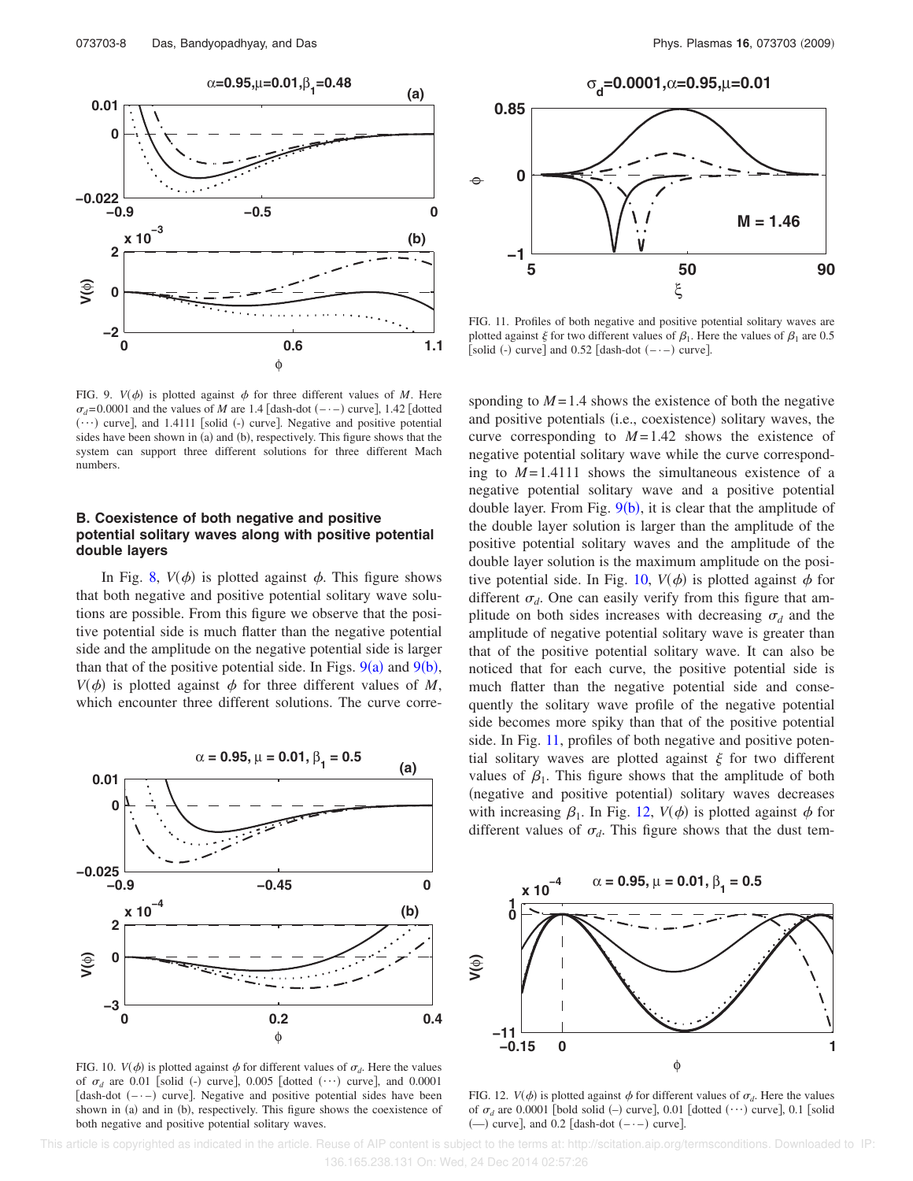FIG. 9. $V(\phi)$ is plotted against $\phi$ for three different values of $M$. Here $\sigma_d=0.0001$ and the values of $M$ are 1.4 [dash-dot (−·−) curve], 1.42 [dotted (···) curve], and 1.4111 [solid (-) curve]. Negative and positive potential sides have been shown in (a) and (b), respectively. This figure shows that the system can support three different solutions for three different Mach numbers.

### B. Coexistence of both negative and positive potential solitary waves along with positive potential double layers

In Fig. 8, $V(\phi)$ is plotted against $\phi$. This figure shows that both negative and positive potential solitary wave solutions are possible. From this figure we observe that the positive potential side is much flatter than the negative potential side and the amplitude on the negative potential side is larger than that of the positive potential side. In Figs. 9(a) and 9(b), $V(\phi)$ is plotted against $\phi$ for three different values of $M$, which encounter three different solutions. The curve corresponding to $M=1.4$ shows the existence of both the negative and positive potentials (i.e., coexistence) solitary waves, the curve corresponding to $M=1.42$ shows the existence of negative potential solitary wave while the curve corresponding to $M=1.4111$ shows the simultaneous existence of a negative potential solitary wave and a positive potential double layer. From Fig. 9(b), it is clear that the amplitude of the double layer solution is larger than the amplitude of the positive potential solitary waves and the amplitude of the double layer solution is the maximum amplitude on the positive potential side. In Fig. 10, $V(\phi)$ is plotted against $\phi$ for different $\sigma_d$. One can easily verify from this figure that amplitude on both sides increases with decreasing $\sigma_d$ and the amplitude of negative potential solitary wave is greater than that of the positive potential solitary wave. It can also be noticed that for each curve, the positive potential side is much flatter than the negative potential side and consequently the solitary wave profile of the negative potential side becomes more spiky than that of the positive potential side. In Fig. 11, profiles of both negative and positive potential solitary waves are plotted against $\xi$ for two different values of $\beta_1$. This figure shows that the amplitude of both (negative and positive potential) solitary waves decreases with increasing $\beta_1$. In Fig. 12, $V(\phi)$ is plotted against $\phi$ for different values of $\sigma_d$. This figure shows that the dust tem-

FIG. 10. $V(\phi)$ is plotted against $\phi$ for different values of $\sigma_d$. Here the values of $\sigma_d$ are 0.01 [solid (-) curve], 0.005 [dotted (···) curve], and 0.0001 [dash-dot (−·−) curve]. Negative and positive potential sides have been shown in (a) and in (b), respectively. This figure shows the coexistence of both negative and positive potential solitary waves.

FIG. 11. Profiles of both negative and positive potential solitary waves are plotted against $\xi$ for two different values of $\beta_1$. Here the values of $\beta_1$ are 0.5 [solid (-) curve] and 0.52 [dash-dot (−·−) curve].

FIG. 12. $V(\phi)$ is plotted against $\phi$ for different values of $\sigma_d$. Here the values of $\sigma_d$ are 0.0001 [bold solid (–) curve], 0.01 [dotted (···) curve], 0.1 [solid (—) curve], and 0.2 [dash-dot (−·−) curve].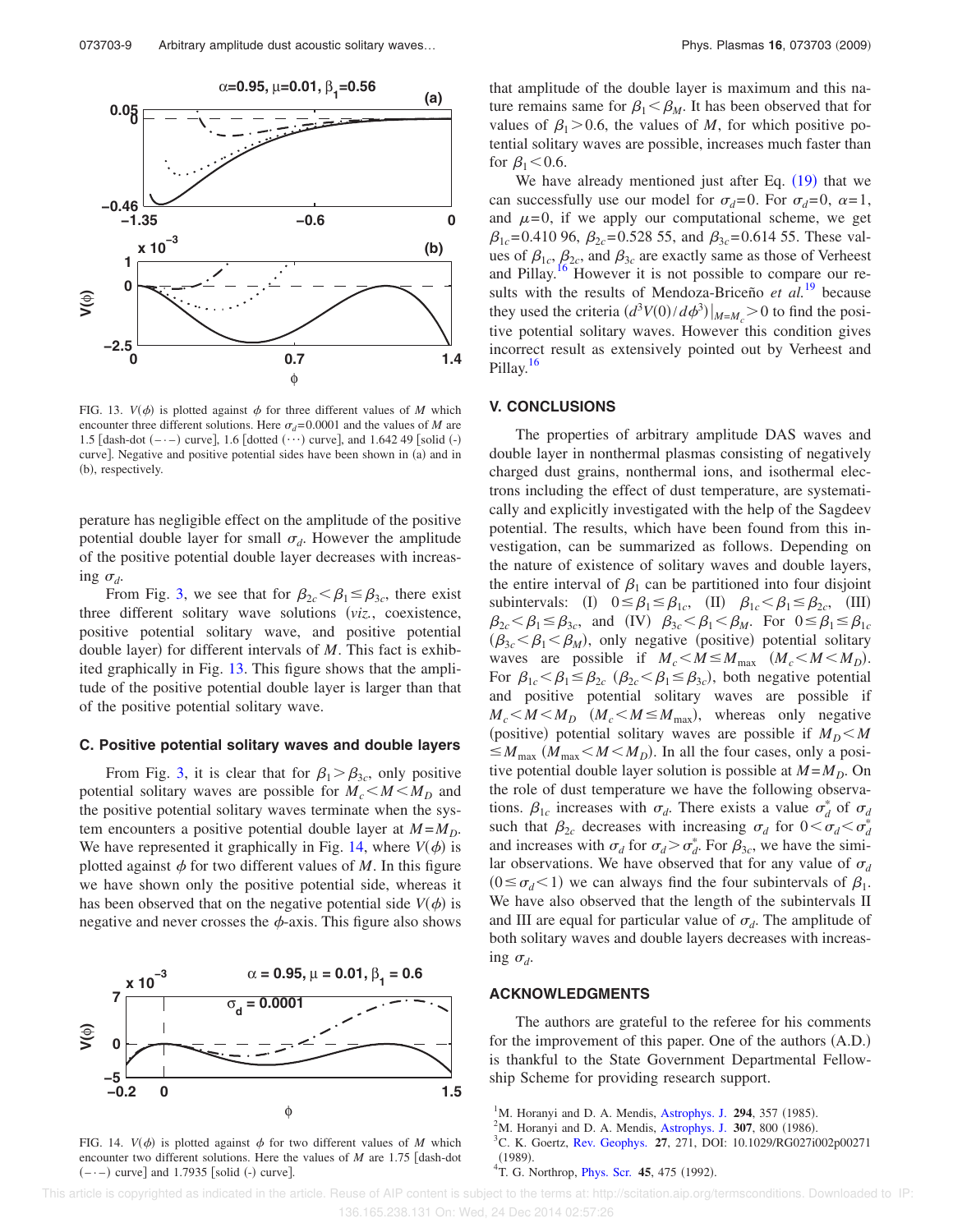FIG. 13. $V(\phi)$ is plotted against $\phi$ for three different values of $M$ which encounter three different solutions. Here $\sigma_d=0.0001$ and the values of $M$ are 1.5 [dash-dot (–·–) curve], 1.6 [dotted (···) curve], and 1.642 49 [solid (-) curve]. Negative and positive potential sides have been shown in (a) and in (b), respectively.

perature has negligible effect on the amplitude of the positive potential double layer for small $\sigma_d$. However the amplitude of the positive potential double layer decreases with increasing $\sigma_d$.

From Fig. 3, we see that for $\beta_{2c}<\beta_1\leq\beta_{3c}$, there exist three different solitary wave solutions (*viz.*, coexistence, positive potential solitary wave, and positive potential double layer) for different intervals of $M$. This fact is exhibited graphically in Fig. 13. This figure shows that the amplitude of the positive potential double layer is larger than that of the positive potential solitary wave.

### C. Positive potential solitary waves and double layers

From Fig. 3, it is clear that for $\beta_1>\beta_{3c}$, only positive potential solitary waves are possible for $M_c<M<M_D$ and the positive potential solitary waves terminate when the system encounters a positive potential double layer at $M=M_D$. We have represented it graphically in Fig. 14, where $V(\phi)$ is plotted against $\phi$ for two different values of $M$. In this figure we have shown only the positive potential side, whereas it has been observed that on the negative potential side $V(\phi)$ is negative and never crosses the $\phi$-axis. This figure also shows

FIG. 14. $V(\phi)$ is plotted against $\phi$ for two different values of $M$ which encounter two different solutions. Here the values of $M$ are 1.75 [dash-dot (–·–) curve] and 1.7935 [solid (-) curve].

that amplitude of the double layer is maximum and this nature remains same for $\beta_1<\beta_M$. It has been observed that for values of $\beta_1>0.6$, the values of $M$, for which positive potential solitary waves are possible, increases much faster than for $\beta_1<0.6$.

We have already mentioned just after Eq. (19) that we can successfully use our model for $\sigma_d=0$. For $\sigma_d=0$, $\alpha=1$, and $\mu=0$, if we apply our computational scheme, we get $\beta_{1c}=0.410\,96$, $\beta_{2c}=0.528\,55$, and $\beta_{3c}=0.614\,55$. These values of $\beta_{1c}$, $\beta_{2c}$, and $\beta_{3c}$ are exactly same as those of Verheest and Pillay.[16] However it is not possible to compare our results with the results of Mendoza-Briceño *et al.*[19] because they used the criteria $(d^3V(0)/d\phi^3)|_{M=M_c}>0$ to find the positive potential solitary waves. However this condition gives incorrect result as extensively pointed out by Verheest and Pillay.[16]

## V. CONCLUSIONS

The properties of arbitrary amplitude DAS waves and double layer in nonthermal plasmas consisting of negatively charged dust grains, nonthermal ions, and isothermal electrons including the effect of dust temperature, are systematically and explicitly investigated with the help of the Sagdeev potential. The results, which have been found from this investigation, can be summarized as follows. Depending on the nature of existence of solitary waves and double layers, the entire interval of $\beta_1$ can be partitioned into four disjoint subintervals: (I) $0\leq\beta_1\leq\beta_{1c}$, (II) $\beta_{1c}<\beta_1\leq\beta_{2c}$, (III) $\beta_{2c}<\beta_1\leq\beta_{3c}$, and (IV) $\beta_{3c}<\beta_1<\beta_M$. For $0\leq\beta_1\leq\beta_{1c}$ ($\beta_{3c}<\beta_1<\beta_M$), only negative (positive) potential solitary waves are possible if $M_c<M\leq M_{\max}$ ($M_c<M<M_D$). For $\beta_{1c}<\beta_1\leq\beta_{2c}$ ($\beta_{2c}<\beta_1\leq\beta_{3c}$), both negative potential and positive potential solitary waves are possible if $M_c<M<M_D$ ($M_c<M\leq M_{\max}$), whereas only negative (positive) potential solitary waves are possible if $M_D<M\leq M_{\max}$ ($M_{\max}<M<M_D$). In all the four cases, only a positive potential double layer solution is possible at $M=M_D$. On the role of dust temperature we have the following observations. $\beta_{1c}$ increases with $\sigma_d$. There exists a value $\sigma_d^*$ of $\sigma_d$ such that $\beta_{2c}$ decreases with increasing $\sigma_d$ for $0<\sigma_d<\sigma_d^*$ and increases with $\sigma_d$ for $\sigma_d>\sigma_d^*$. For $\beta_{3c}$, we have the similar observations. We have observed that for any value of $\sigma_d$ ($0\leq\sigma_d<1$) we can always find the four subintervals of $\beta_1$. We have also observed that the length of the subintervals II and III are equal for particular value of $\sigma_d$. The amplitude of both solitary waves and double layers decreases with increasing $\sigma_d$.

## ACKNOWLEDGMENTS

The authors are grateful to the referee for his comments for the improvement of this paper. One of the authors (A.D.) is thankful to the State Government Departmental Fellowship Scheme for providing research support.

[1] M. Horanyi and D. A. Mendis, Astrophys. J. **294**, 357 (1985).
[2] M. Horanyi and D. A. Mendis, Astrophys. J. **307**, 800 (1986).
[3] C. K. Goertz, Rev. Geophys. **27**, 271, DOI: 10.1029/RG027i002p00271 (1989).
[4] T. G. Northrop, Phys. Scr. **45**, 475 (1992).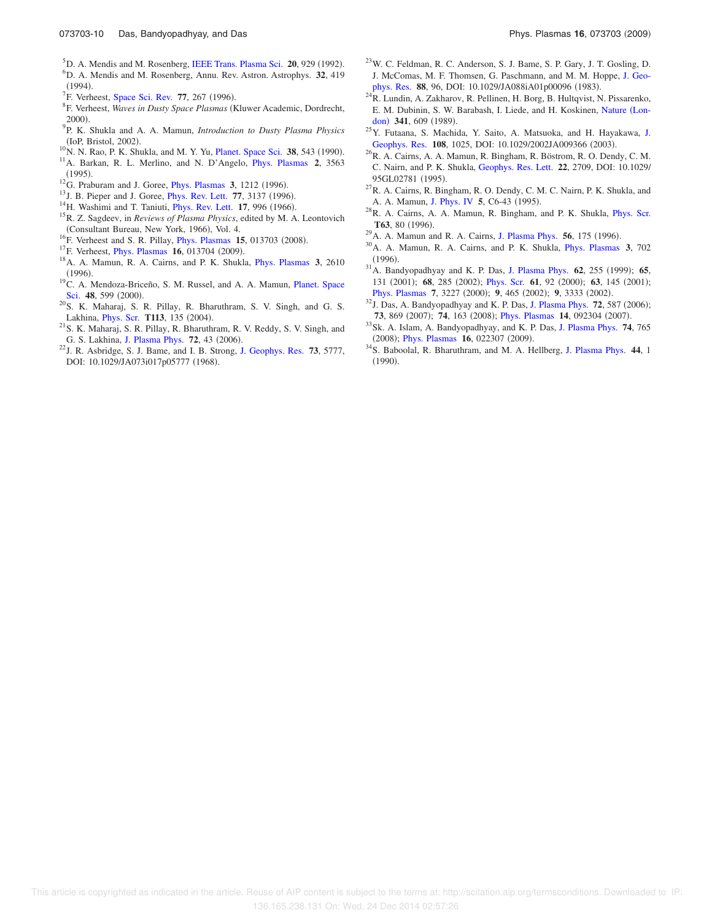[5] D. A. Mendis and M. Rosenberg, IEEE Trans. Plasma Sci. **20**, 929 (1992).

[6] D. A. Mendis and M. Rosenberg, Annu. Rev. Astron. Astrophys. **32**, 419 (1994).

[7] F. Verheest, Space Sci. Rev. **77**, 267 (1996).

[8] F. Verheest, *Waves in Dusty Space Plasmas* (Kluwer Academic, Dordrecht, 2000).

[9] P. K. Shukla and A. A. Mamun, *Introduction to Dusty Plasma Physics* (IoP, Bristol, 2002).

[10] N. N. Rao, P. K. Shukla, and M. Y. Yu, Planet. Space Sci. **38**, 543 (1990).

[11] A. Barkan, R. L. Merlino, and N. D'Angelo, Phys. Plasmas **2**, 3563 (1995).

[12] G. Praburam and J. Goree, Phys. Plasmas **3**, 1212 (1996).

[13] J. B. Pieper and J. Goree, Phys. Rev. Lett. **77**, 3137 (1996).

[14] H. Washimi and T. Taniuti, Phys. Rev. Lett. **17**, 996 (1966).

[15] R. Z. Sagdeev, in *Reviews of Plasma Physics*, edited by M. A. Leontovich (Consultant Bureau, New York, 1966), Vol. 4.

[16] F. Verheest and S. R. Pillay, Phys. Plasmas **15**, 013703 (2008).

[17] F. Verheest, Phys. Plasmas **16**, 013704 (2009).

[18] A. A. Mamun, R. A. Cairns, and P. K. Shukla, Phys. Plasmas **3**, 2610 (1996).

[19] C. A. Mendoza-Briceño, S. M. Russel, and A. A. Mamun, Planet. Space Sci. **48**, 599 (2000).

[20] S. K. Maharaj, S. R. Pillay, R. Bharuthram, S. V. Singh, and G. S. Lakhina, Phys. Scr. **T113**, 135 (2004).

[21] S. K. Maharaj, S. R. Pillay, R. Bharuthram, R. V. Reddy, S. V. Singh, and G. S. Lakhina, J. Plasma Phys. **72**, 43 (2006).

[22] J. R. Asbridge, S. J. Bame, and I. B. Strong, J. Geophys. Res. **73**, 5777, DOI: 10.1029/JA073i017p05777 (1968).

[23] W. C. Feldman, R. C. Anderson, S. J. Bame, S. P. Gary, J. T. Gosling, D. J. McComas, M. F. Thomsen, G. Paschmann, and M. M. Hoppe, J. Geophys. Res. **88**, 96, DOI: 10.1029/JA088iA01p00096 (1983).

[24] R. Lundin, A. Zakharov, R. Pellinen, H. Borg, B. Hultqvist, N. Pissarenko, E. M. Dubinin, S. W. Barabash, I. Liede, and H. Koskinen, Nature (London) **341**, 609 (1989).

[25] Y. Futaana, S. Machida, Y. Saito, A. Matsuoka, and H. Hayakawa, J. Geophys. Res. **108**, 1025, DOI: 10.1029/2002JA009366 (2003).

[26] R. A. Cairns, A. A. Mamun, R. Bingham, R. Böstrom, R. O. Dendy, C. M. C. Nairn, and P. K. Shukla, Geophys. Res. Lett. **22**, 2709, DOI: 10.1029/95GL02781 (1995).

[27] R. A. Cairns, R. Bingham, R. O. Dendy, C. M. C. Nairn, P. K. Shukla, and A. A. Mamun, J. Phys. IV **5**, C6-43 (1995).

[28] R. A. Cairns, A. A. Mamun, R. Bingham, and P. K. Shukla, Phys. Scr. **T63**, 80 (1996).

[29] A. A. Mamun and R. A. Cairns, J. Plasma Phys. **56**, 175 (1996).

[30] A. A. Mamun, R. A. Cairns, and P. K. Shukla, Phys. Plasmas **3**, 702 (1996).

[31] A. Bandyopadhyay and K. P. Das, J. Plasma Phys. **62**, 255 (1999); **65**, 131 (2001); **68**, 285 (2002); Phys. Scr. **61**, 92 (2000); **63**, 145 (2001); Phys. Plasmas **7**, 3227 (2000); **9**, 465 (2002); **9**, 3333 (2002).

[32] J. Das, A. Bandyopadhyay and K. P. Das, J. Plasma Phys. **72**, 587 (2006); **73**, 869 (2007); **74**, 163 (2008); Phys. Plasmas **14**, 092304 (2007).

[33] Sk. A. Islam, A. Bandyopadhyay, and K. P. Das, J. Plasma Phys. **74**, 765 (2008); Phys. Plasmas **16**, 022307 (2009).

[34] S. Baboolal, R. Bharuthram, and M. A. Hellberg, J. Plasma Phys. **44**, 1 (1990).